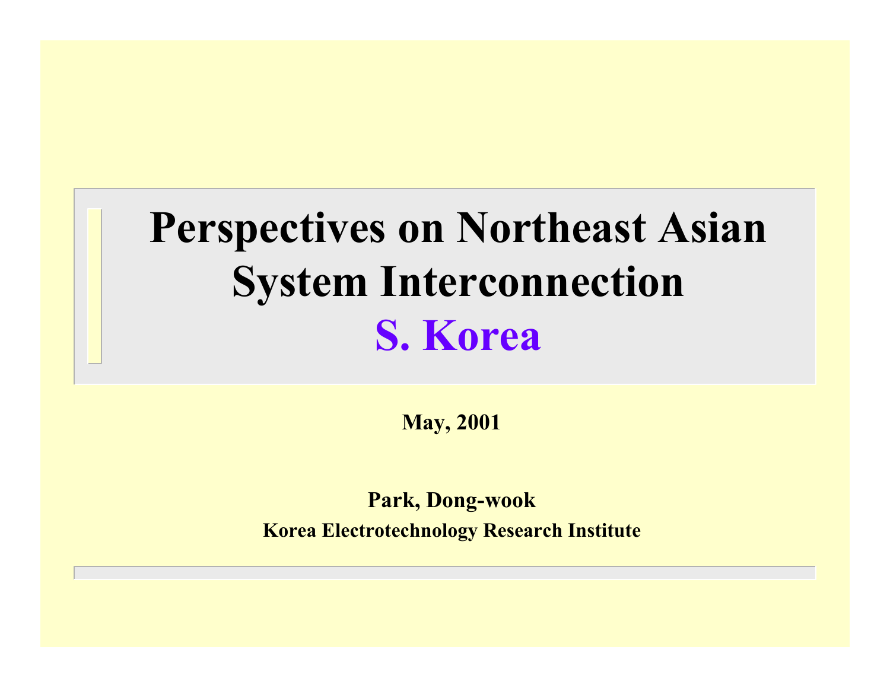# Perspectives on Northeast Asian System Interconnection

## S. Korea

**May, 2001**

**Park, Dong-wook**

**Korea Electrotechnology Research Institute**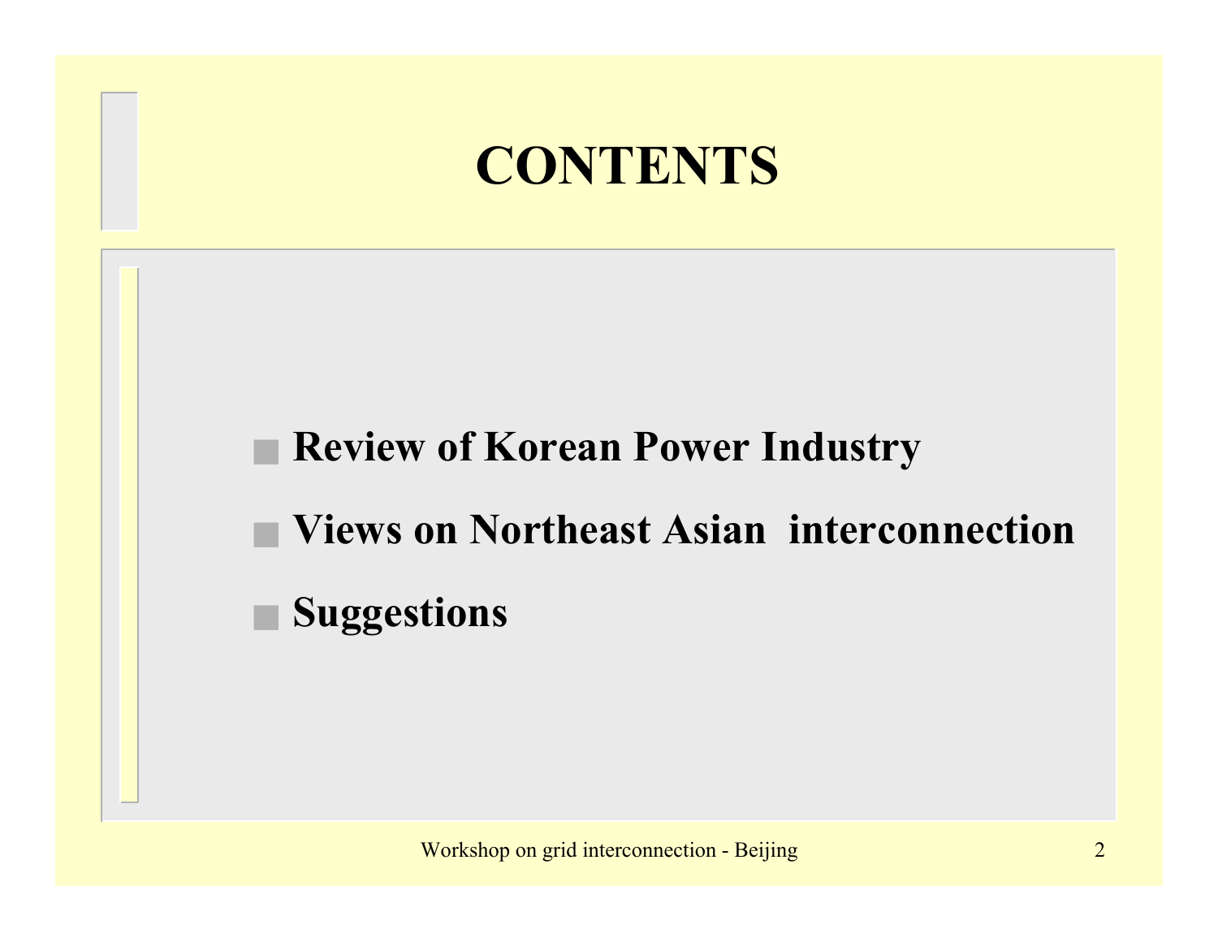# CONTENTS

- **Review of Korean Power Industry**
- **Views on Northeast Asian interconnection**
- **Suggestions**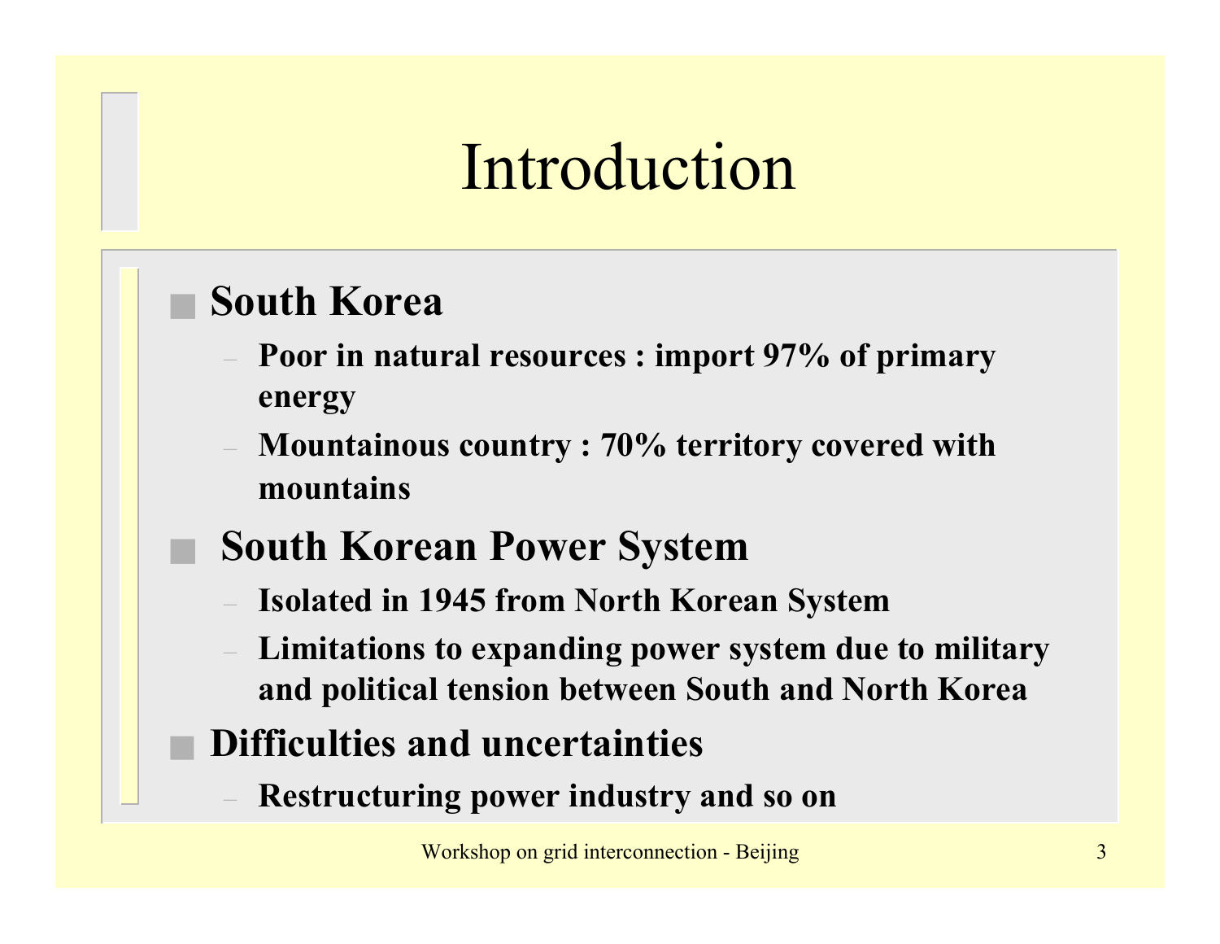# Introduction

- **South Korea**
  - **Poor in natural resources : import 97% of primary energy**
  - **Mountainous country : 70% territory covered with mountains**
- **South Korean Power System**
  - **Isolated in 1945 from North Korean System**
  - **Limitations to expanding power system due to military and political tension between South and North Korea**
- **Difficulties and uncertainties**
  - **Restructuring power industry and so on**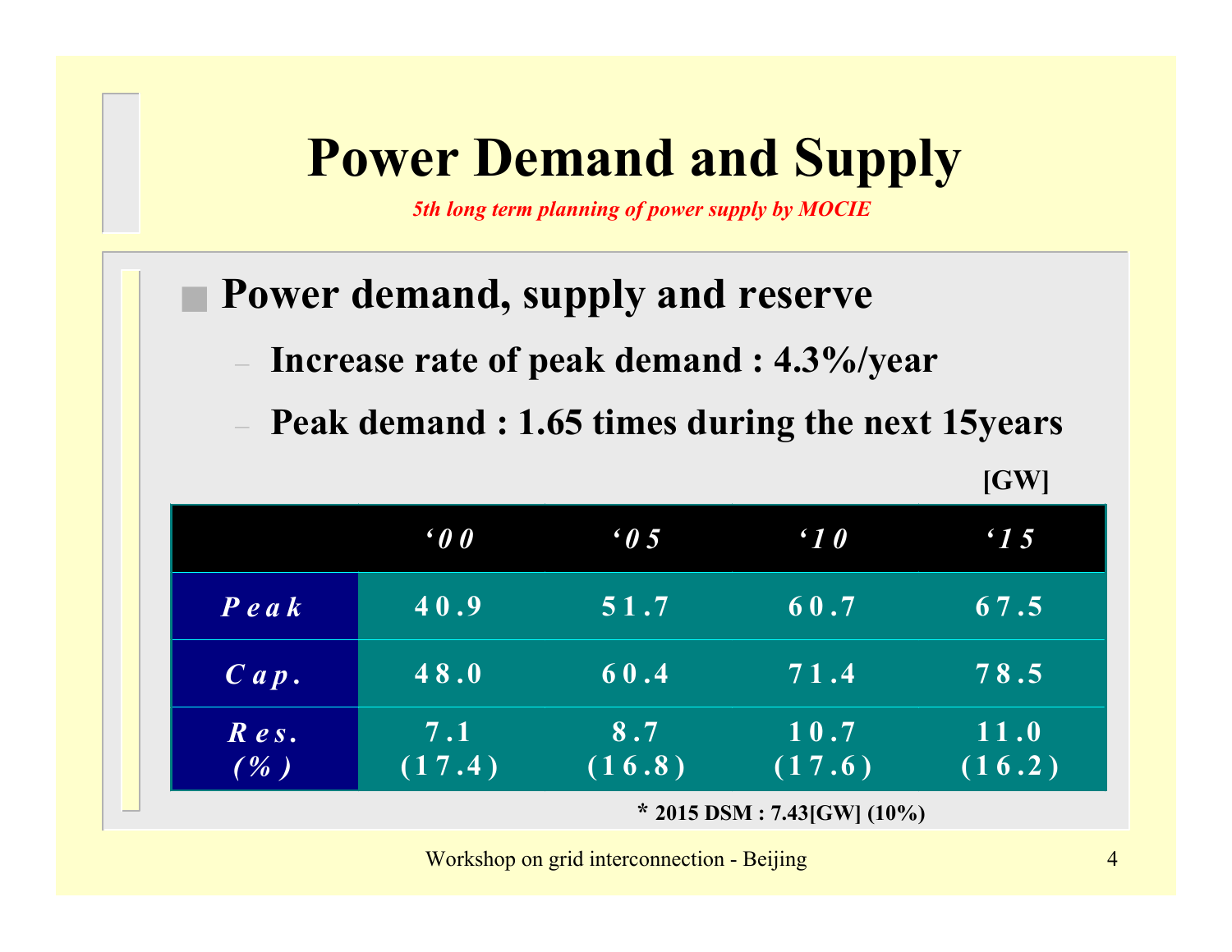# Power Demand and Supply

*5th long term planning of power supply by MOCIE*

## Power demand, supply and reserve

- **Increase rate of peak demand : 4.3%/year**
- **Peak demand : 1.65 times during the next 15years**

**[GW]**

| | '00 | '05 | '10 | '15 |
|---|---|---|---|---|
| Peak | 40.9 | 51.7 | 60.7 | 67.5 |
| Cap. | 48.0 | 60.4 | 71.4 | 78.5 |
| Res. (%) | 7.1 (17.4) | 8.7 (16.8) | 10.7 (17.6) | 11.0 (16.2) |

**\* 2015 DSM : 7.43[GW] (10%)**

Workshop on grid interconnection - Beijing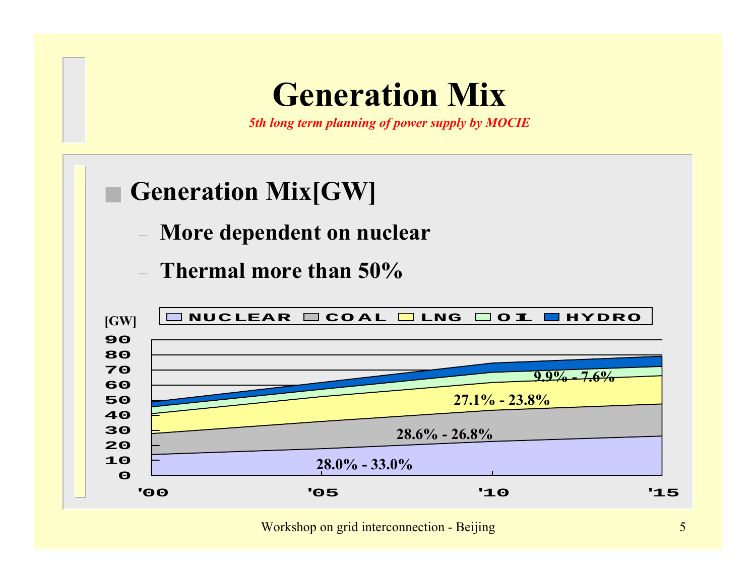# Generation Mix

*5th long term planning of power supply by MOCIE*

## Generation Mix[GW]

- More dependent on nuclear
- Thermal more than 50%

[GW]

NUCLEAR | COAL | LNG | OIL | HYDRO

90
80
70
60
50
40
30
20
10
0

'00 '05 '10 '15

9.9% - 7.6%

27.1% - 23.8%

28.6% - 26.8%

28.0% - 33.0%

Workshop on grid interconnection - Beijing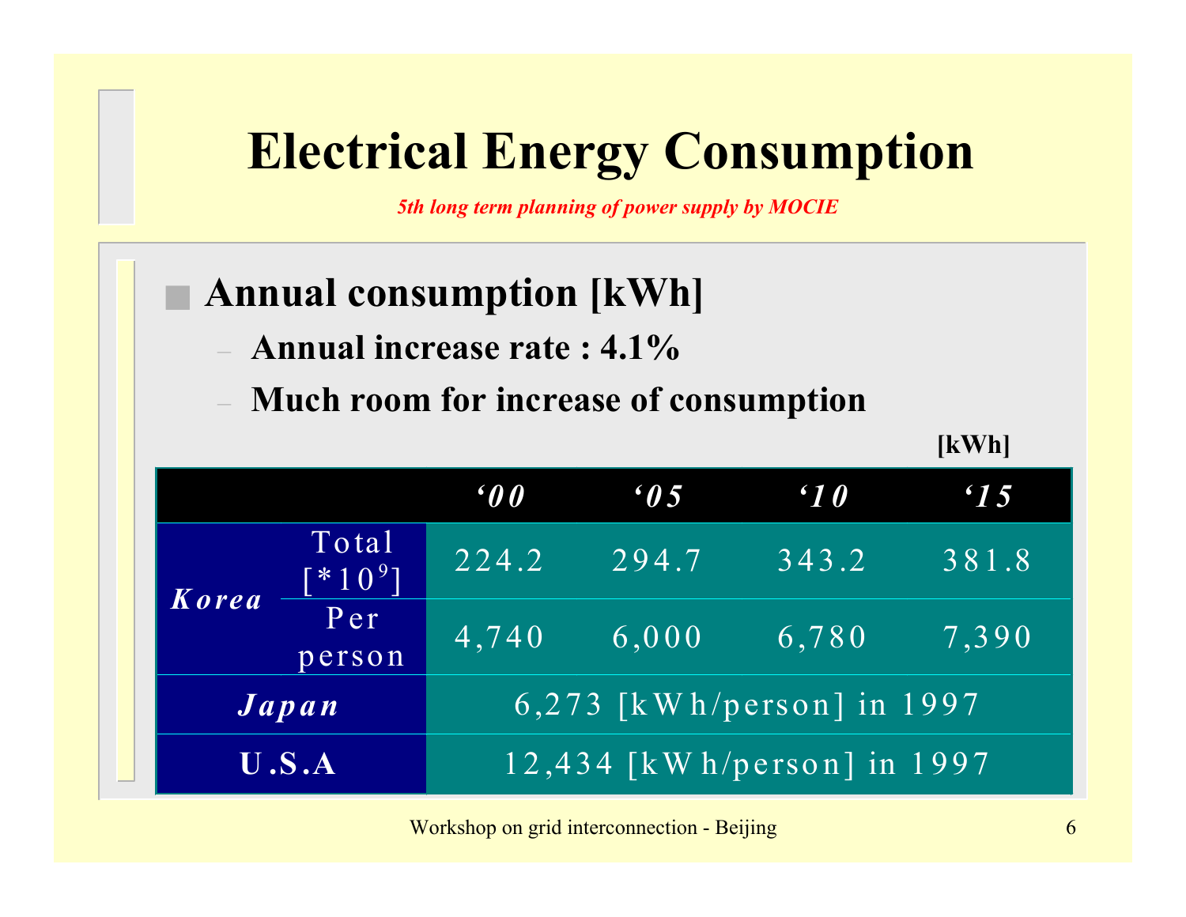# Electrical Energy Consumption

*5th long term planning of power supply by MOCIE*

- **Annual consumption [kWh]**
  - **Annual increase rate : 4.1%**
  - **Much room for increase of consumption**

[kWh]

| | | '00 | '05 | '10 | '15 |
|---|---|---|---|---|---|
| Korea | Total [$*10^9$] | 224.2 | 294.7 | 343.2 | 381.8 |
| | Per person | 4,740 | 6,000 | 6,780 | 7,390 |
| Japan | | 6,273 [kWh/person] in 1997 | | | |
| U.S.A | | 12,434 [kWh/person] in 1997 | | | |

Workshop on grid interconnection - Beijing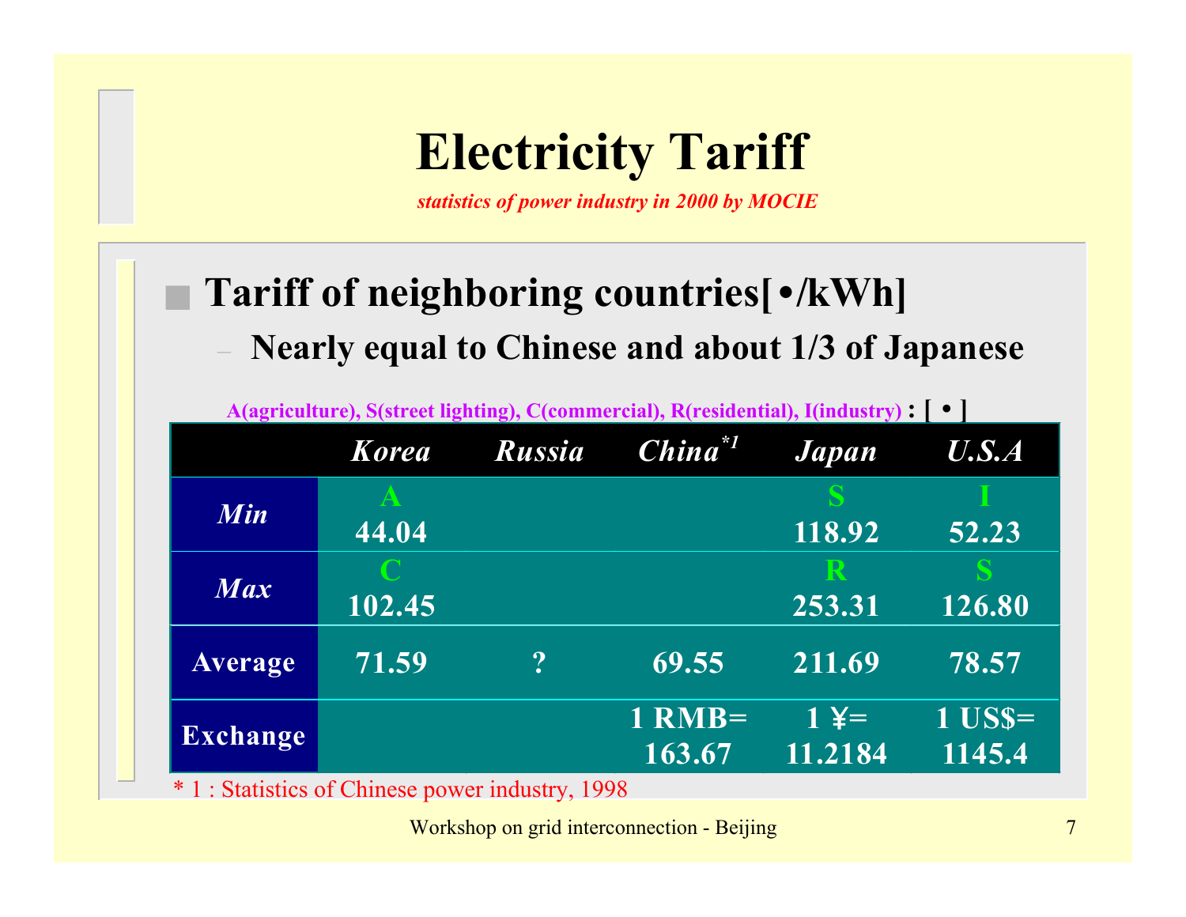# Electricity Tariff

*statistics of power industry in 2000 by MOCIE*

- **Tariff of neighboring countries[ •/kWh]**
  - **Nearly equal to Chinese and about 1/3 of Japanese**

A(agriculture), S(street lighting), C(commercial), R(residential), I(industry) **: [ • ]**

| | *Korea* | *Russia* | *China*[*1] | *Japan* | *U.S.A* |
|---|---|---|---|---|---|
| *Min* | A 44.04 | | | S 118.92 | I 52.23 |
| *Max* | C 102.45 | | | R 253.31 | S 126.80 |
| Average | 71.59 | ? | 69.55 | 211.69 | 78.57 |
| Exchange | | | 1 RMB= 163.67 | 1 ¥= 11.2184 | 1 US$= 1145.4 |

* 1 : Statistics of Chinese power industry, 1998

Workshop on grid interconnection - Beijing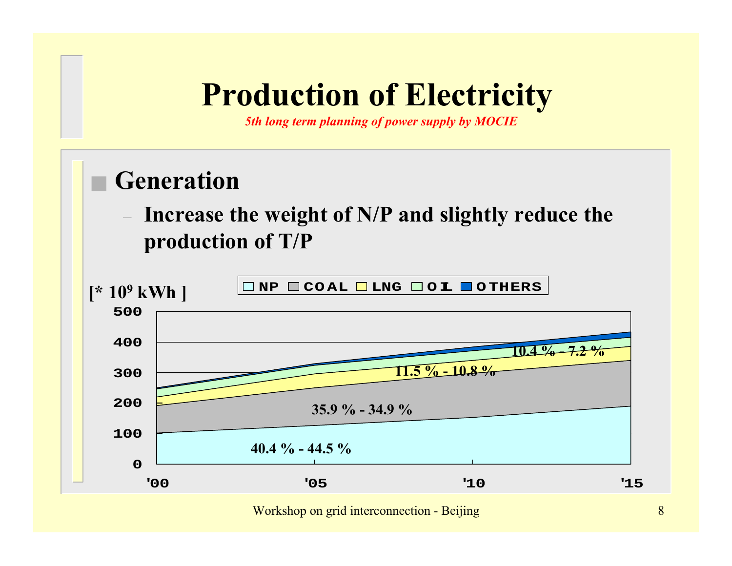# Production of Electricity

*5th long term planning of power supply by MOCIE*

## Generation

- Increase the weight of N/P and slightly reduce the production of T/P

[* $10^9$ kWh ]

NP | COAL | LNG | OIL | OTHERS

500
400
300
200
100
0

'00 '05 '10 '15

40.4 % - 44.5 %

35.9 % - 34.9 %

11.5 % - 10.8 %

10.4 % - 7.2 %

Workshop on grid interconnection - Beijing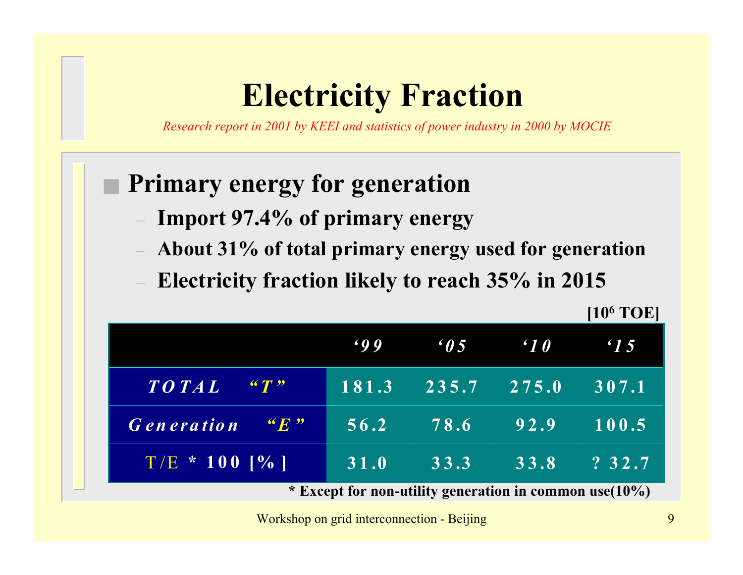# Electricity Fraction

*Research report in 2001 by KEEI and statistics of power industry in 2000 by MOCIE*

## Primary energy for generation

- **Import 97.4% of primary energy**
- **About 31% of total primary energy used for generation**
- **Electricity fraction likely to reach 35% in 2015**

[$10^6$ TOE]

| | '99 | '05 | '10 | '15 |
|---|---|---|---|---|
| *TOTAL "T"* | 181.3 | 235.7 | 275.0 | 307.1 |
| *Generation "E"* | 56.2 | 78.6 | 92.9 | 100.5 |
| T/E * 100 [%] | 31.0 | 33.3 | 33.8 | ? 32.7 |

**\* Except for non-utility generation in common use(10%)**

Workshop on grid interconnection - Beijing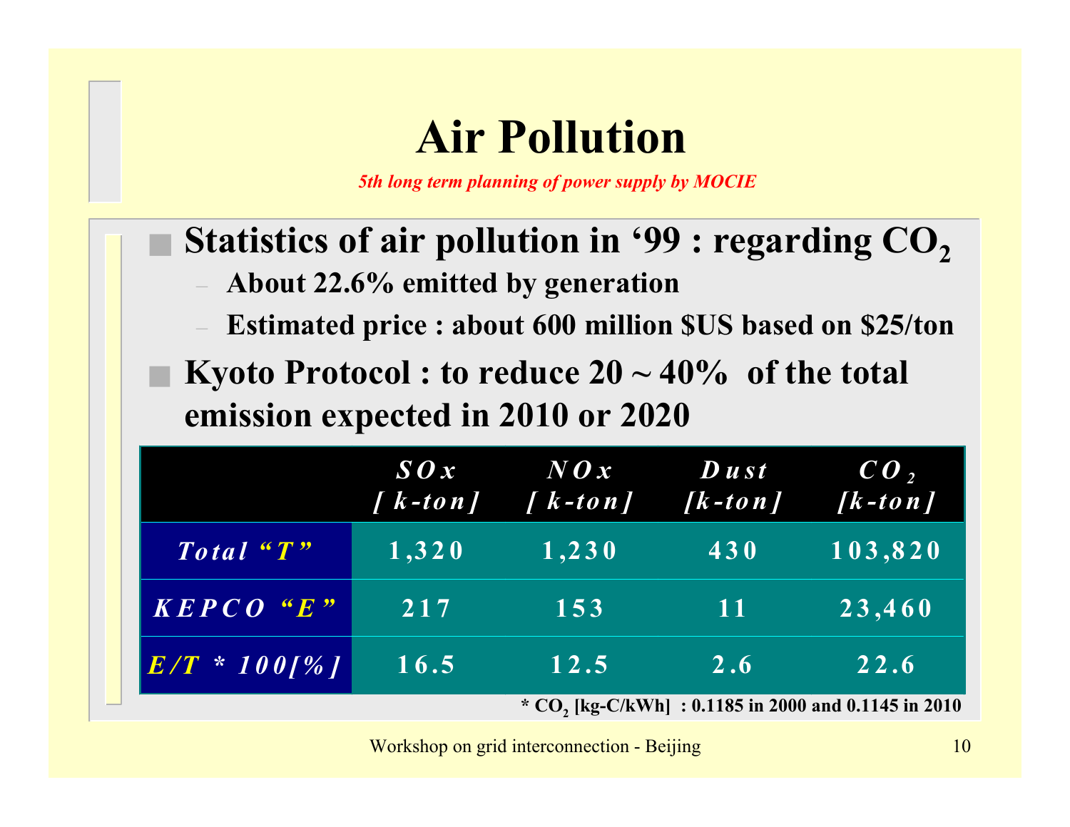# Air Pollution

*5th long term planning of power supply by MOCIE*

- **Statistics of air pollution in '99 : regarding $CO_2$**
  - **About 22.6% emitted by generation**
  - **Estimated price : about 600 million $US based on $25/ton**
- **Kyoto Protocol : to reduce 20 ~ 40% of the total emission expected in 2010 or 2020**

| | SOx [k-ton] | NOx [k-ton] | Dust [k-ton] | $CO_2$ [k-ton] |
|---|---|---|---|---|
| Total "T" | 1,320 | 1,230 | 430 | 103,820 |
| KEPCO "E" | 217 | 153 | 11 | 23,460 |
| E/T * 100[%] | 16.5 | 12.5 | 2.6 | 22.6 |

**\* $CO_2$ [kg-C/kWh] : 0.1185 in 2000 and 0.1145 in 2010**

Workshop on grid interconnection - Beijing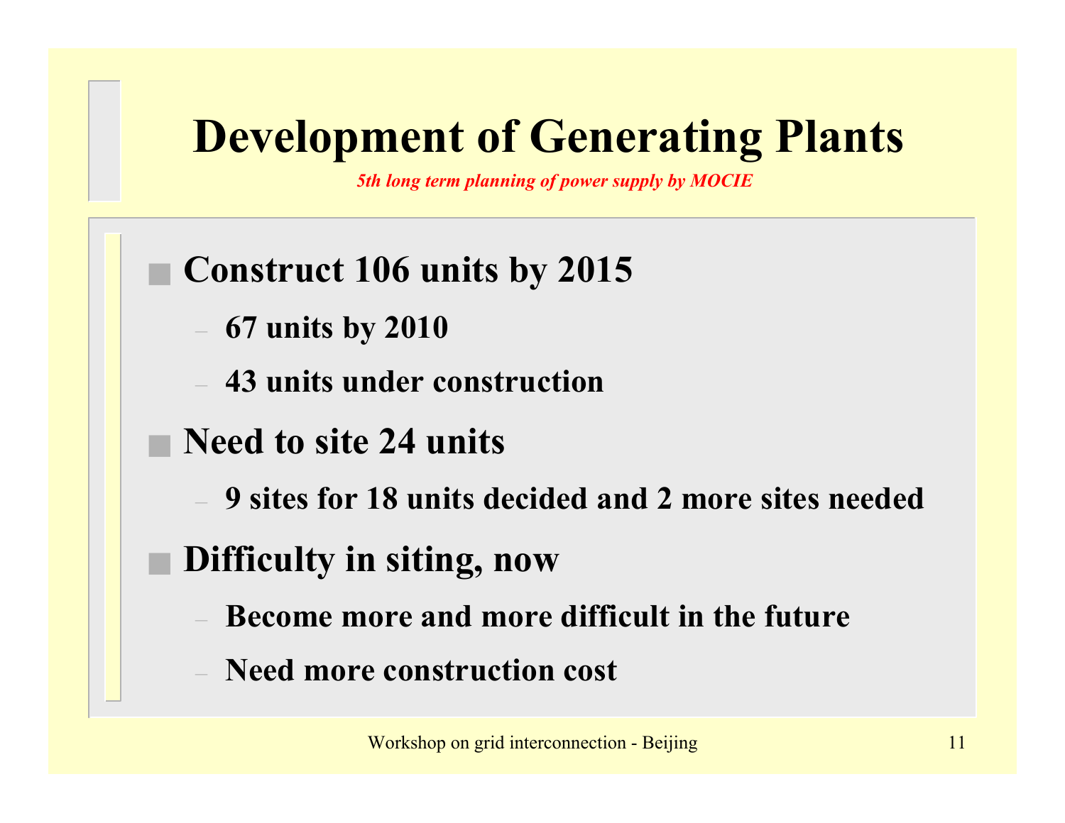# Development of Generating Plants

*5th long term planning of power supply by MOCIE*

- **Construct 106 units by 2015**
  - **67 units by 2010**
  - **43 units under construction**
- **Need to site 24 units**
  - **9 sites for 18 units decided and 2 more sites needed**
- **Difficulty in siting, now**
  - **Become more and more difficult in the future**
  - **Need more construction cost**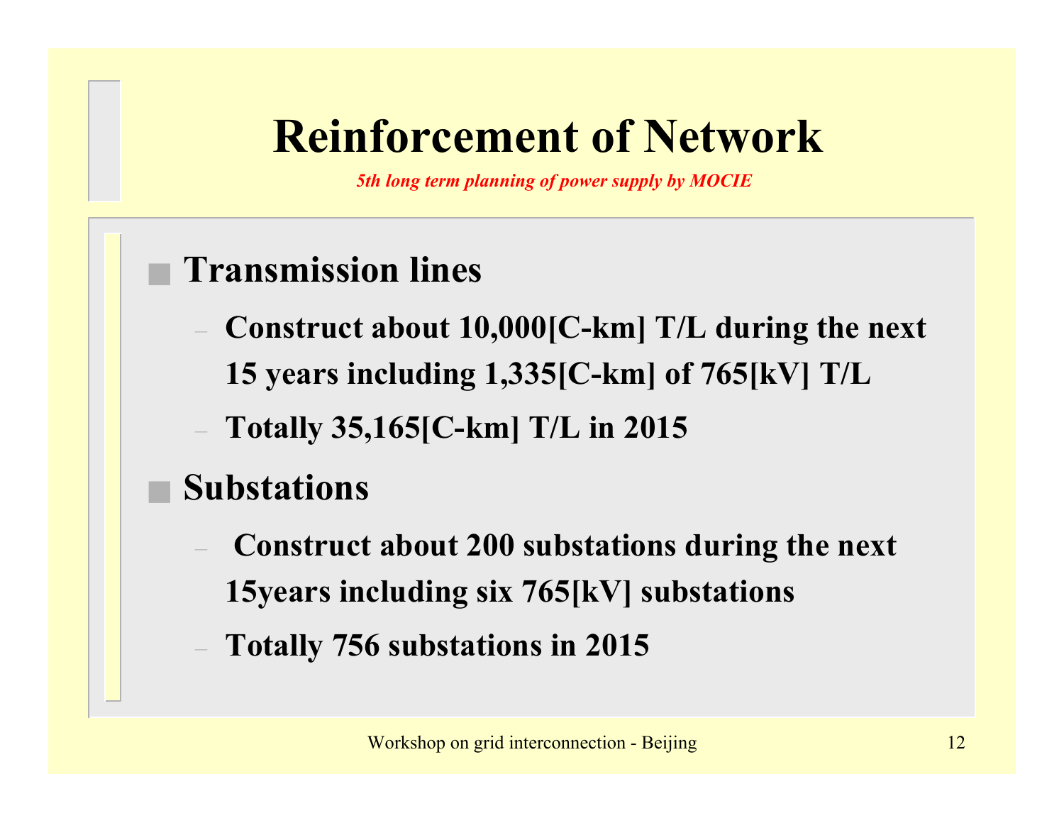# Reinforcement of Network

*5th long term planning of power supply by MOCIE*

- **Transmission lines**
  - **Construct about 10,000[C-km] T/L during the next 15 years including 1,335[C-km] of 765[kV] T/L**
  - **Totally 35,165[C-km] T/L in 2015**
- **Substations**
  - **Construct about 200 substations during the next 15years including six 765[kV] substations**
  - **Totally 756 substations in 2015**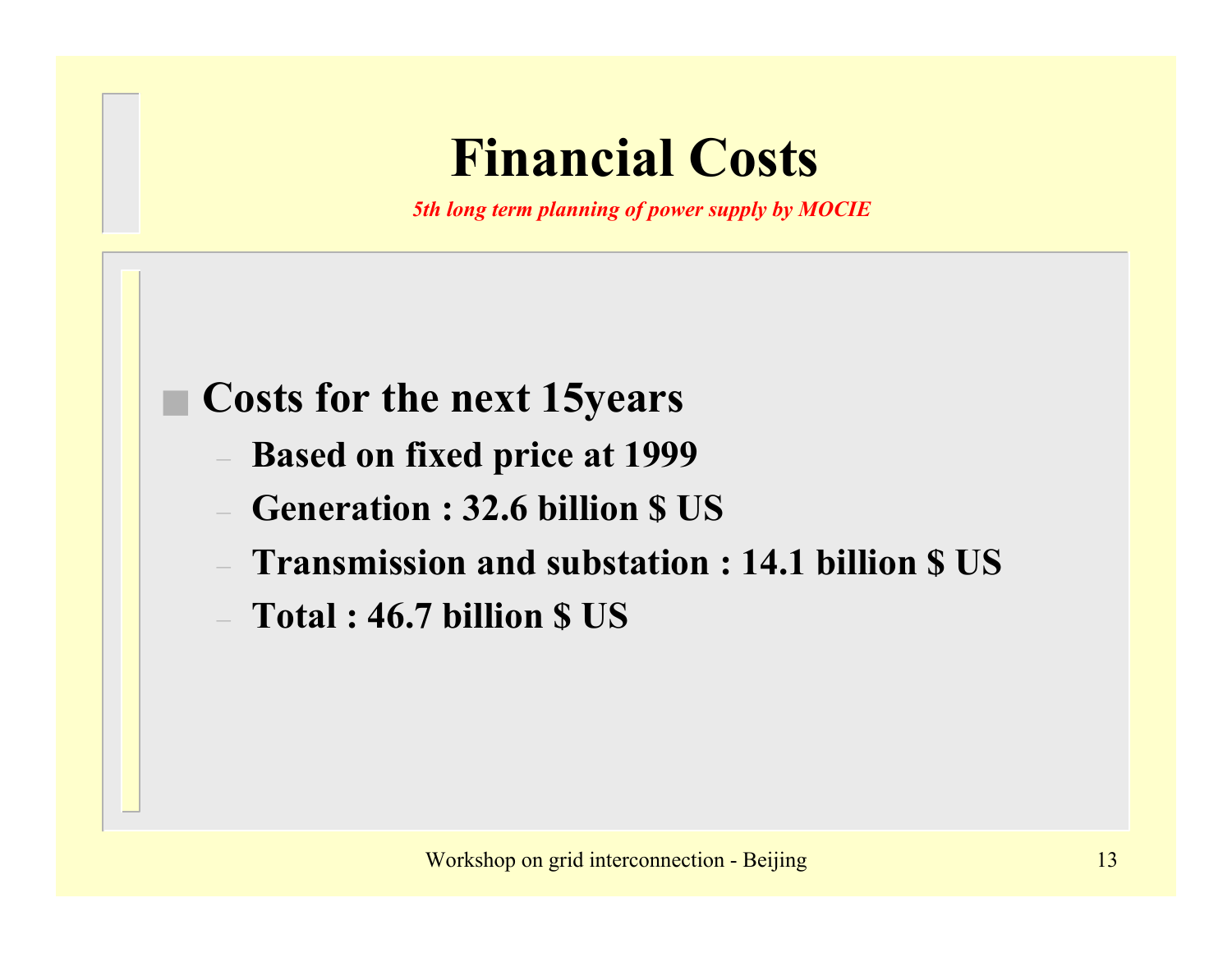# Financial Costs

*5th long term planning of power supply by MOCIE*

- **Costs for the next 15years**
  - **Based on fixed price at 1999**
  - **Generation : 32.6 billion $ US**
  - **Transmission and substation : 14.1 billion $ US**
  - **Total : 46.7 billion $ US**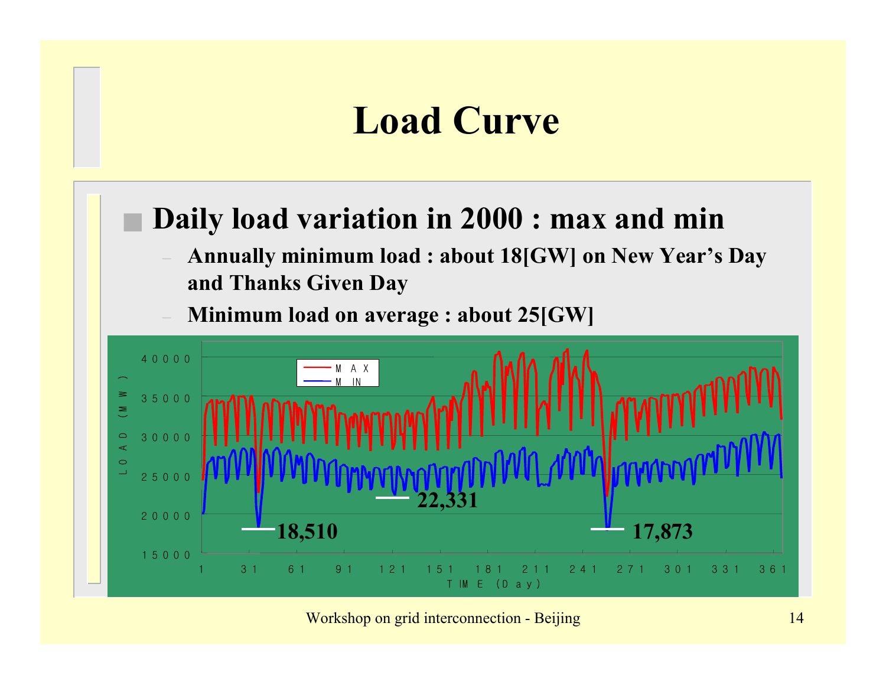# Load Curve

- **Daily load variation in 2000 : max and min**
  - **Annually minimum load : about 18[GW] on New Year's Day and Thanks Given Day**
  - **Minimum load on average : about 25[GW]**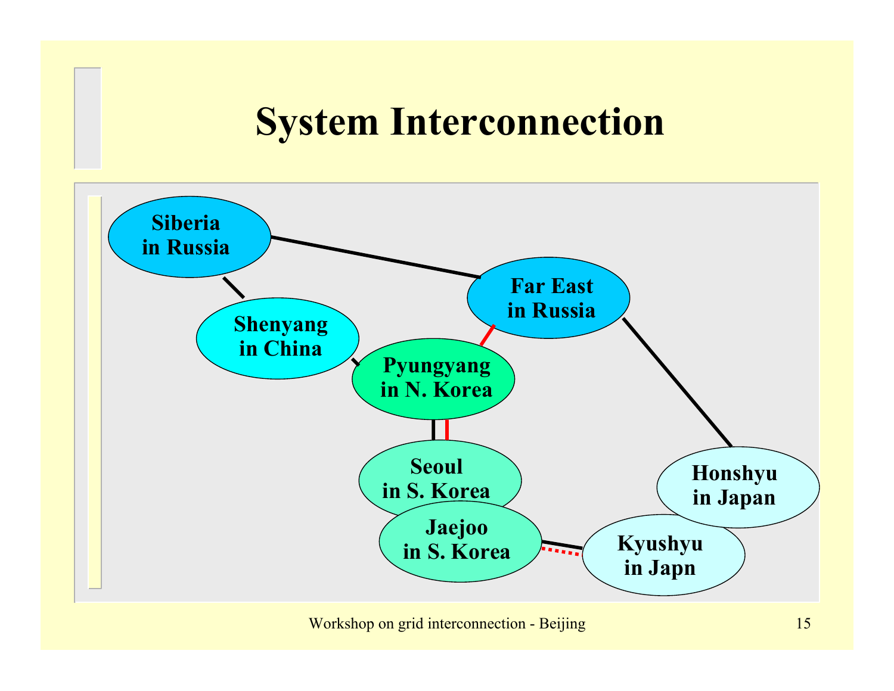# System Interconnection

Siberia in Russia

Far East in Russia

Shenyang in China

Pyungyang in N. Korea

Seoul in S. Korea

Honshyu in Japan

Jaejoo in S. Korea

Kyushyu in Japn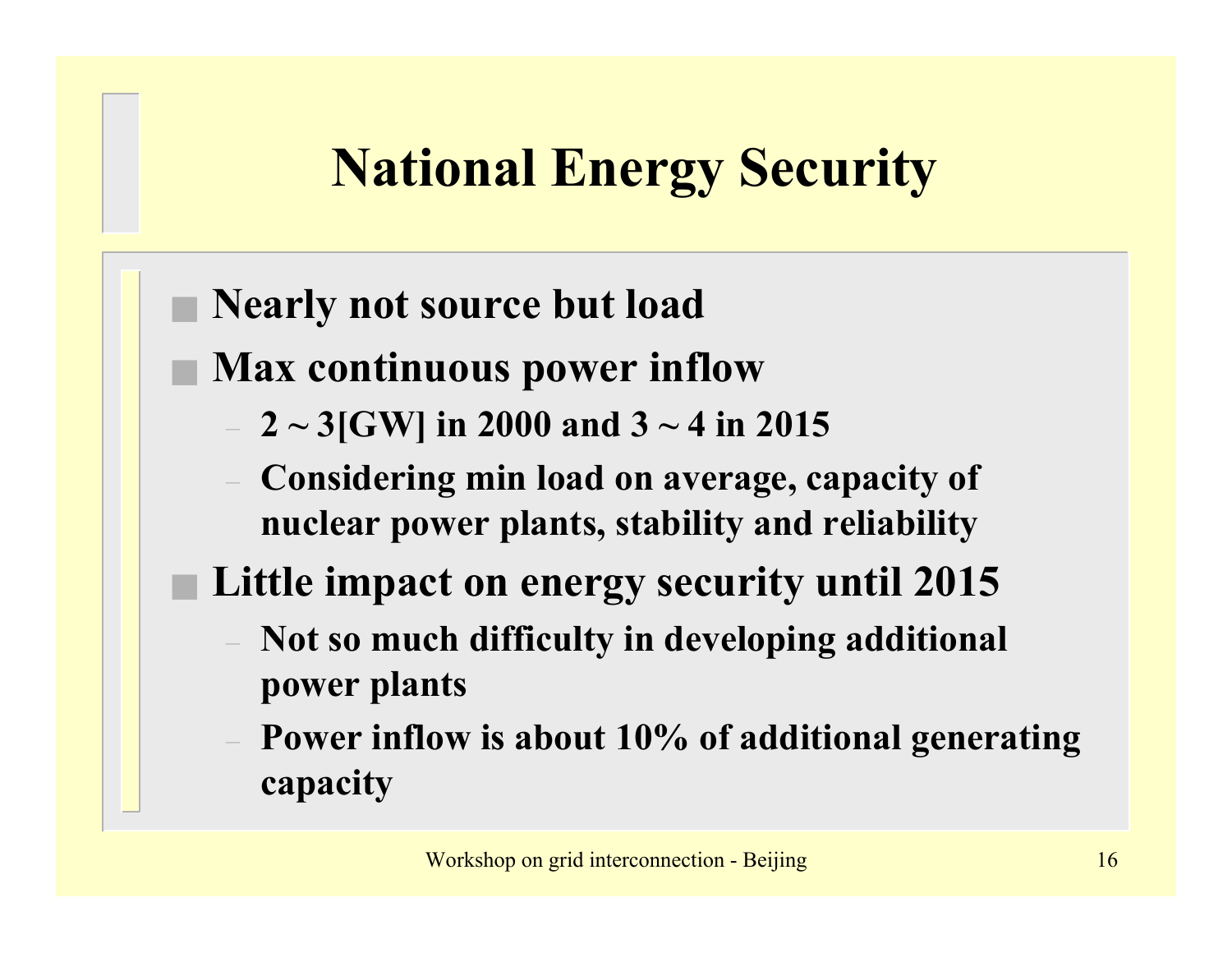# National Energy Security

- **Nearly not source but load**
- **Max continuous power inflow**
  - **2 ~ 3[GW] in 2000 and 3 ~ 4 in 2015**
  - **Considering min load on average, capacity of nuclear power plants, stability and reliability**
- **Little impact on energy security until 2015**
  - **Not so much difficulty in developing additional power plants**
  - **Power inflow is about 10% of additional generating capacity**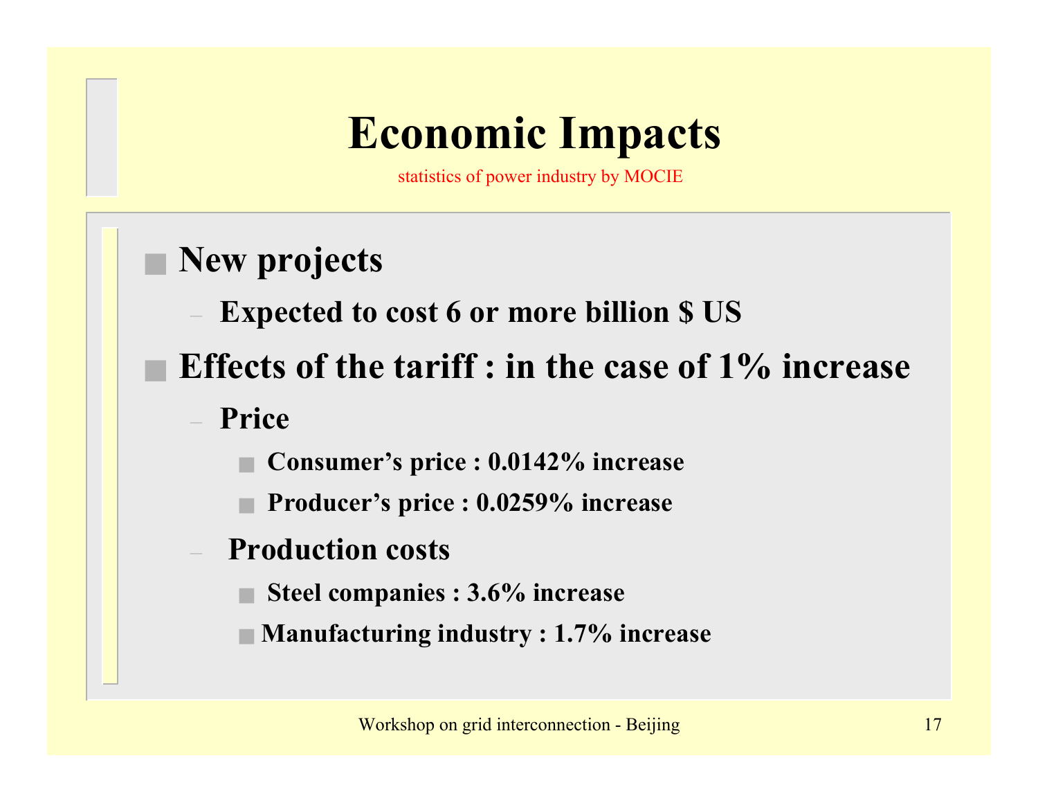# Economic Impacts

statistics of power industry by MOCIE

- **New projects**
  - **Expected to cost 6 or more billion $ US**
- **Effects of the tariff : in the case of 1% increase**
  - **Price**
    - **Consumer's price : 0.0142% increase**
    - **Producer's price : 0.0259% increase**
  - **Production costs**
    - **Steel companies : 3.6% increase**
    - **Manufacturing industry : 1.7% increase**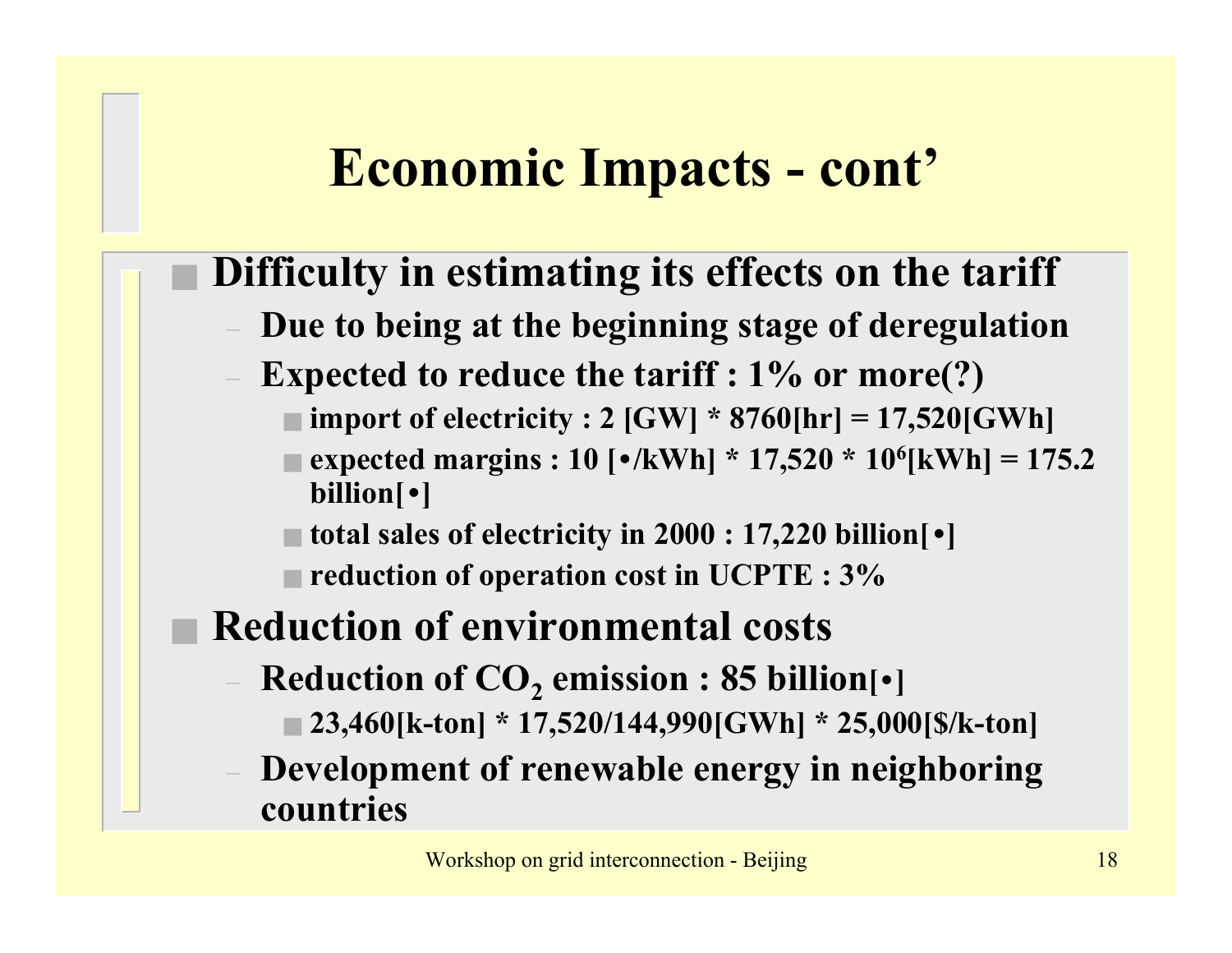# Economic Impacts - cont’

- **Difficulty in estimating its effects on the tariff**
  - **Due to being at the beginning stage of deregulation**
  - **Expected to reduce the tariff : 1% or more(?)**
    - **import of electricity : 2 [GW] * 8760[hr] = 17,520[GWh]**
    - **expected margins : 10 [•/kWh] * 17,520 * $10^6$[kWh] = 175.2 billion[•]**
    - **total sales of electricity in 2000 : 17,220 billion[•]**
    - **reduction of operation cost in UCPTE : 3%**
- **Reduction of environmental costs**
  - **Reduction of $CO_2$ emission : 85 billion[•]**
    - **23,460[k-ton] * 17,520/144,990[GWh] * 25,000[$/k-ton]**
  - **Development of renewable energy in neighboring countries**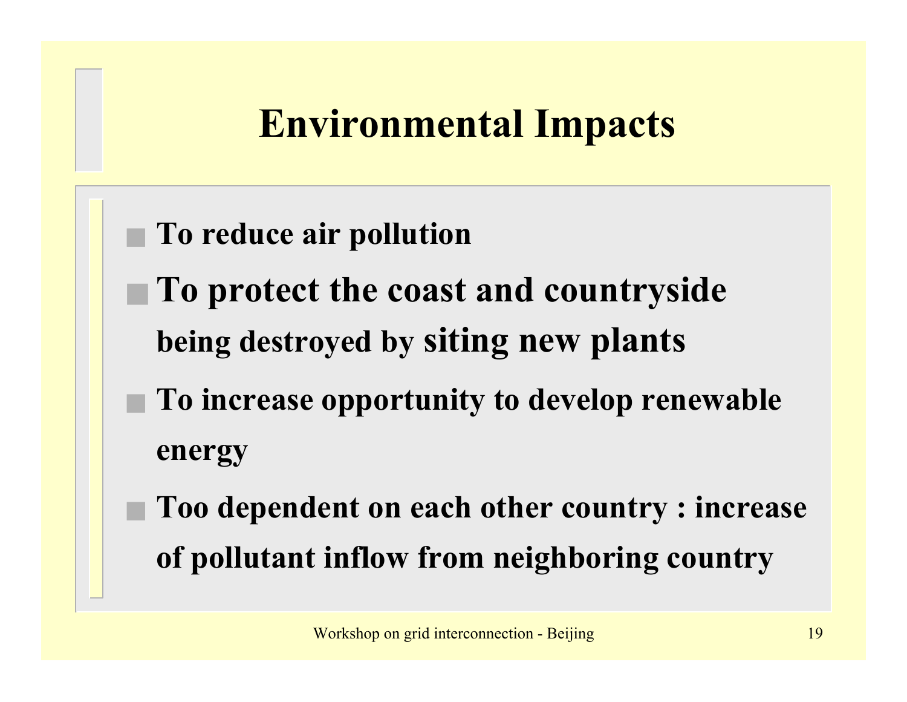# Environmental Impacts

- **To reduce air pollution**
- **To protect the coast and countryside being destroyed by siting new plants**
- **To increase opportunity to develop renewable energy**
- **Too dependent on each other country : increase of pollutant inflow from neighboring country**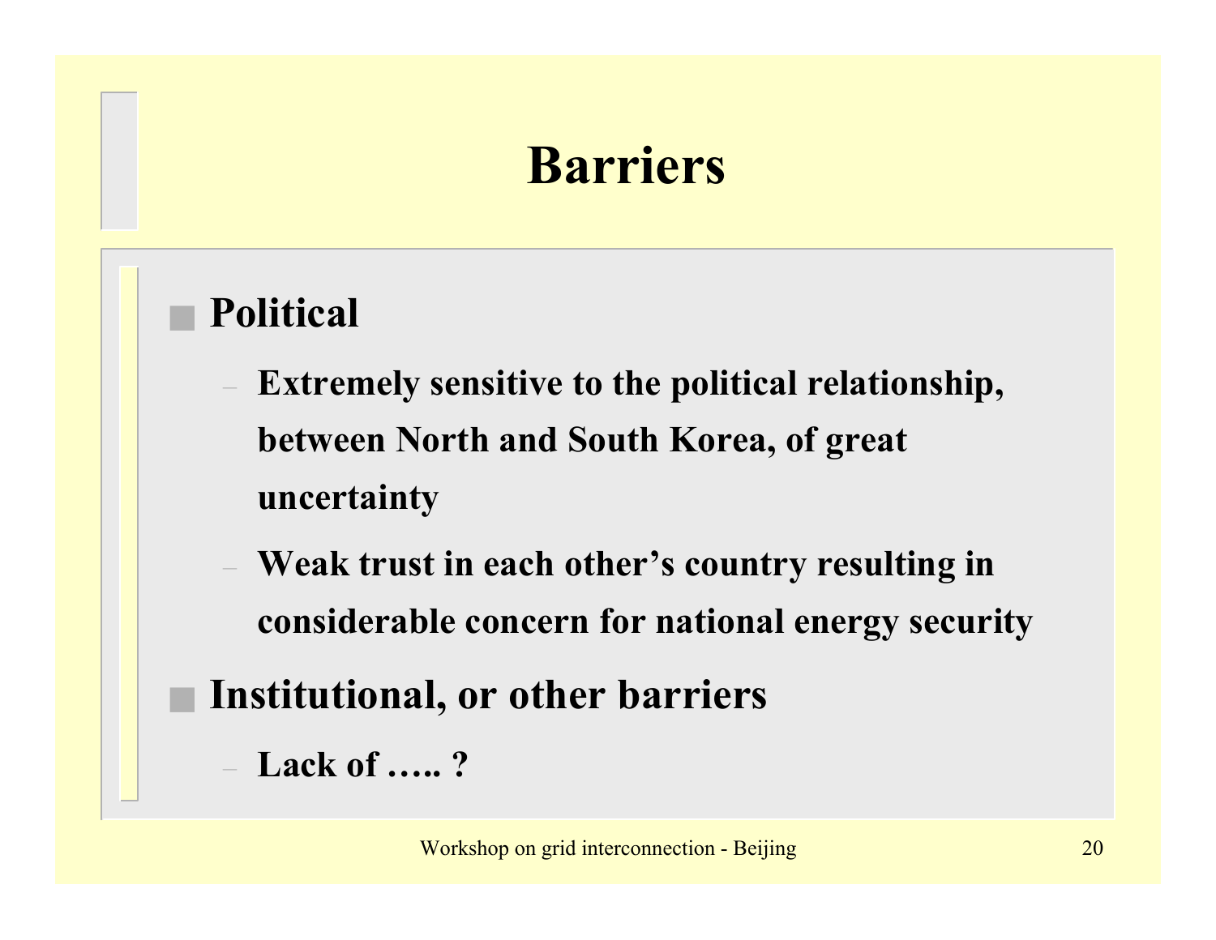# Barriers

- **Political**
  - **Extremely sensitive to the political relationship, between North and South Korea, of great uncertainty**
  - **Weak trust in each other's country resulting in considerable concern for national energy security**
- **Institutional, or other barriers**
  - **Lack of ….. ?**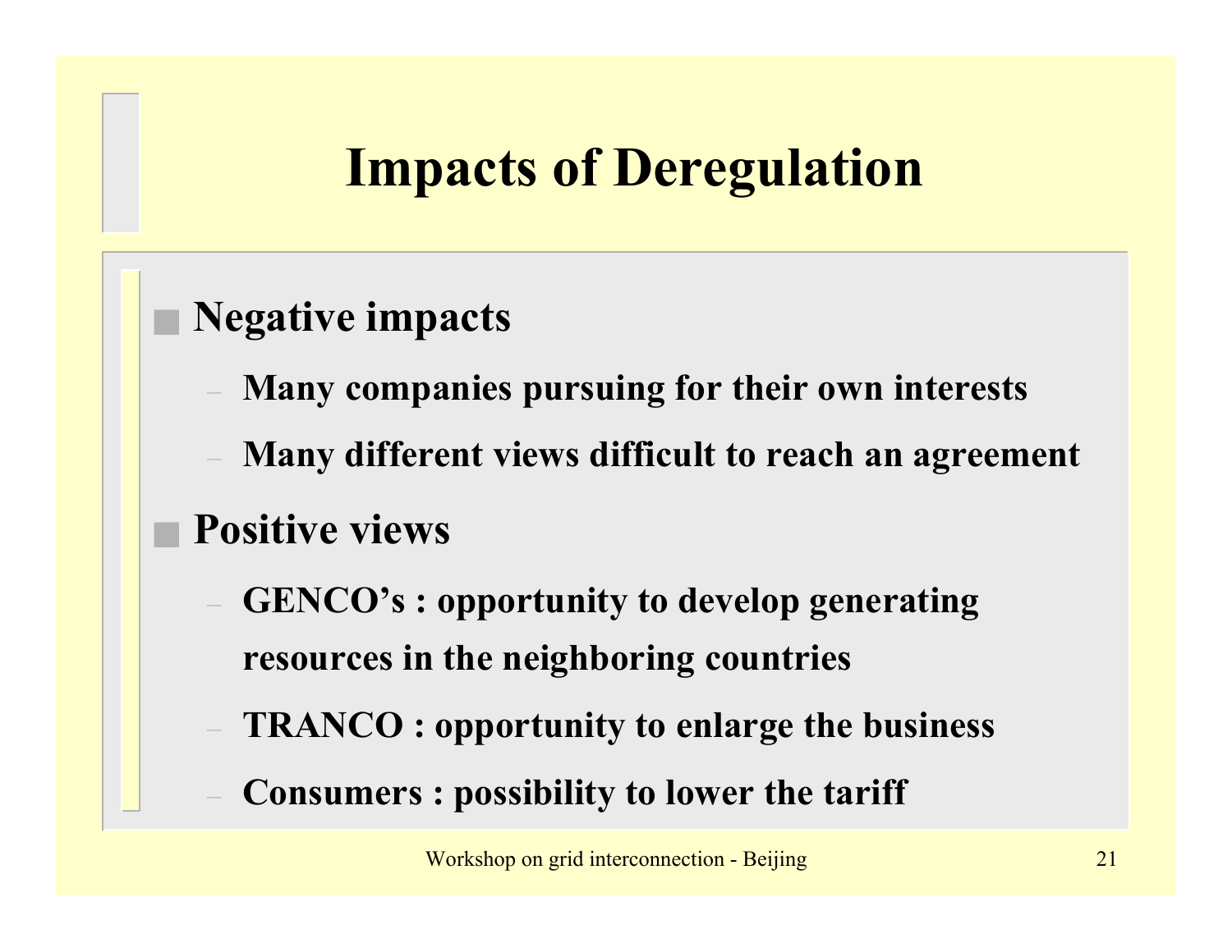# Impacts of Deregulation

- **Negative impacts**
  - **Many companies pursuing for their own interests**
  - **Many different views difficult to reach an agreement**
- **Positive views**
  - **GENCO's : opportunity to develop generating resources in the neighboring countries**
  - **TRANCO : opportunity to enlarge the business**
  - **Consumers : possibility to lower the tariff**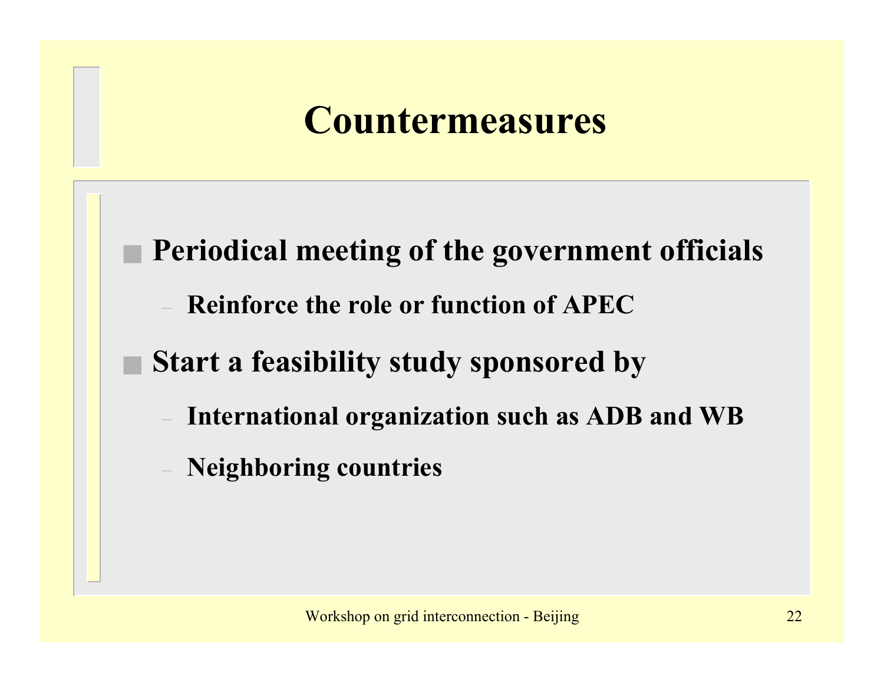# Countermeasures

- **Periodical meeting of the government officials**
  - **Reinforce the role or function of APEC**
- **Start a feasibility study sponsored by**
  - **International organization such as ADB and WB**
  - **Neighboring countries**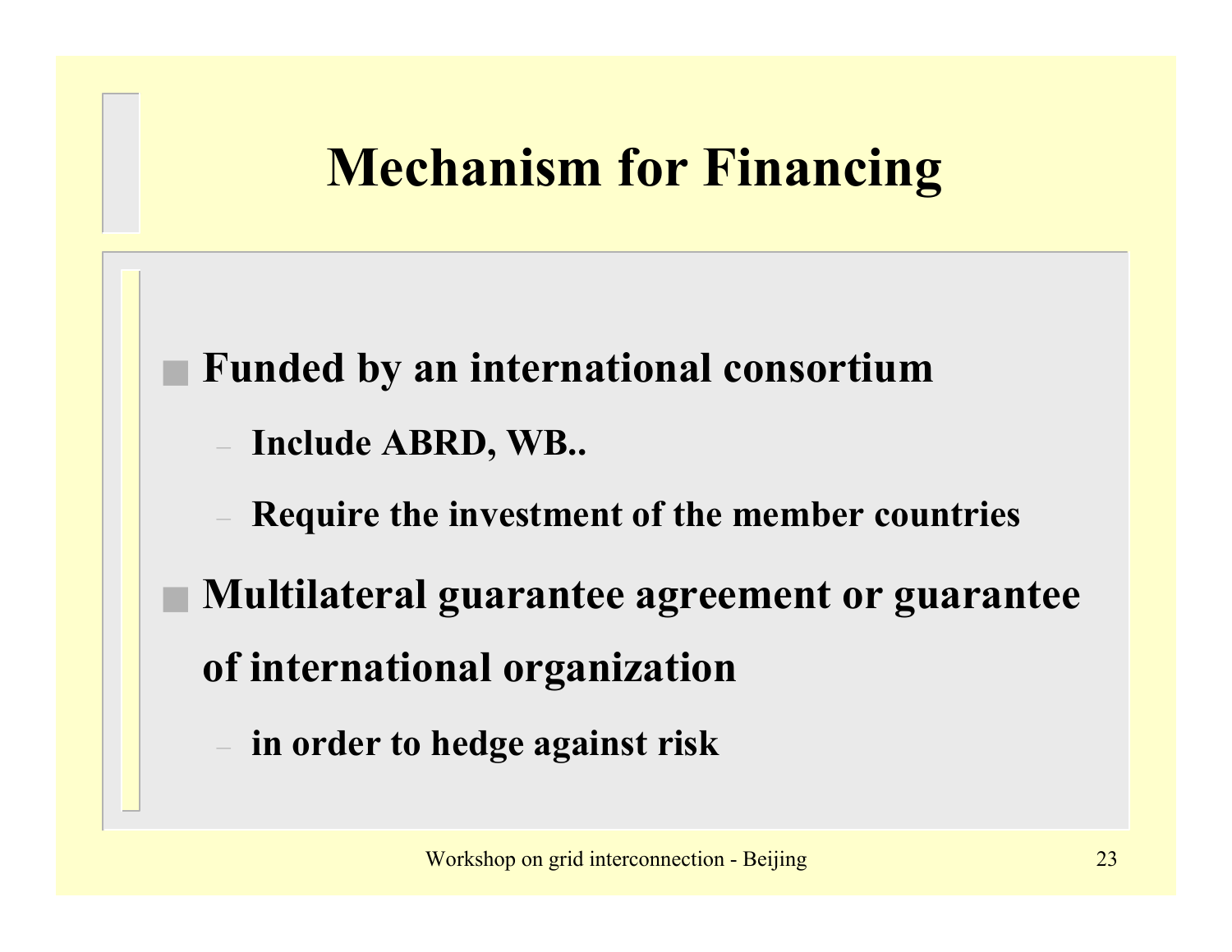# Mechanism for Financing

- **Funded by an international consortium**
  - **Include ABRD, WB..**
  - **Require the investment of the member countries**
- **Multilateral guarantee agreement or guarantee of international organization**
  - **in order to hedge against risk**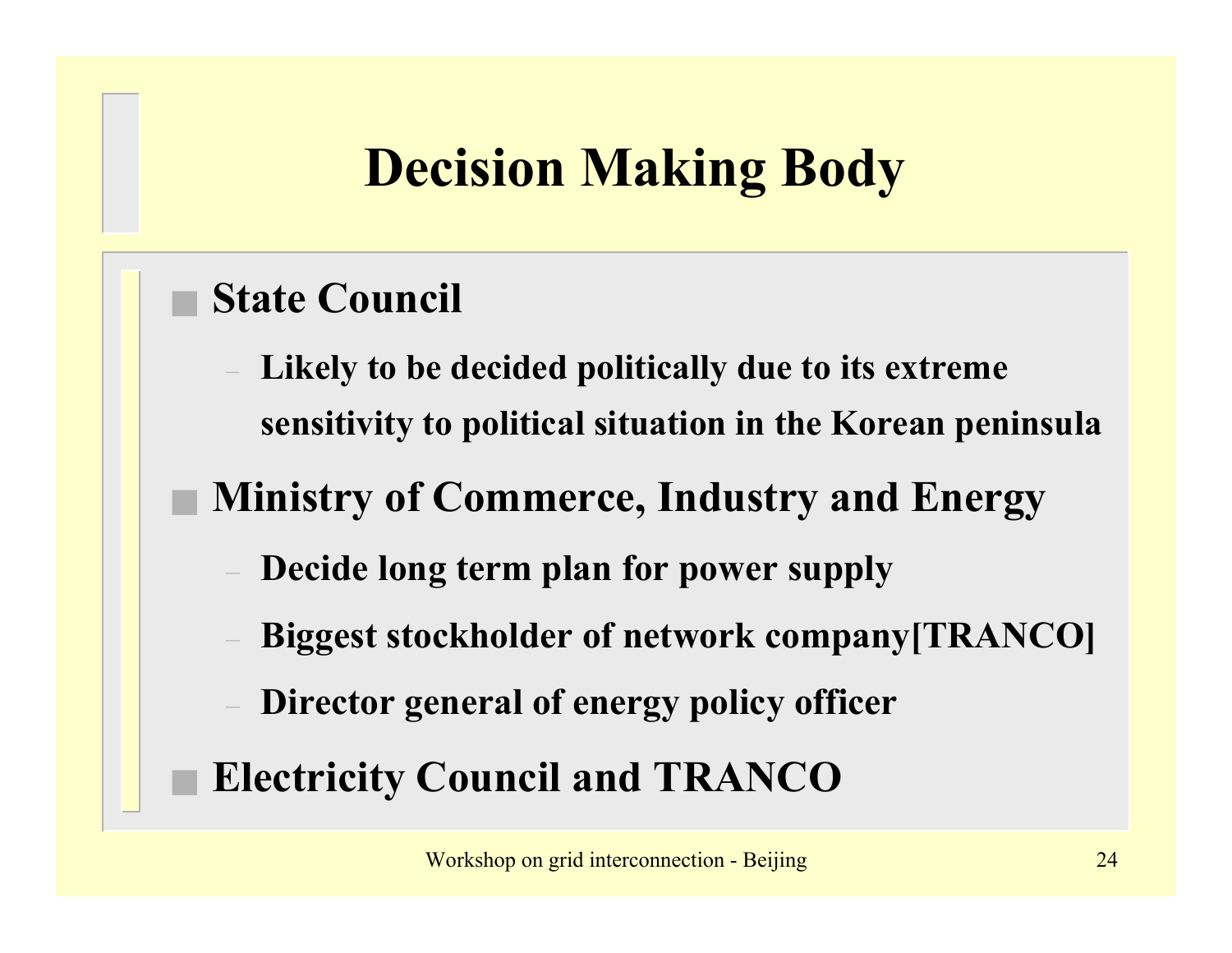# Decision Making Body

- **State Council**
  - **Likely to be decided politically due to its extreme sensitivity to political situation in the Korean peninsula**
- **Ministry of Commerce, Industry and Energy**
  - **Decide long term plan for power supply**
  - **Biggest stockholder of network company[TRANCO]**
  - **Director general of energy policy officer**
- **Electricity Council and TRANCO**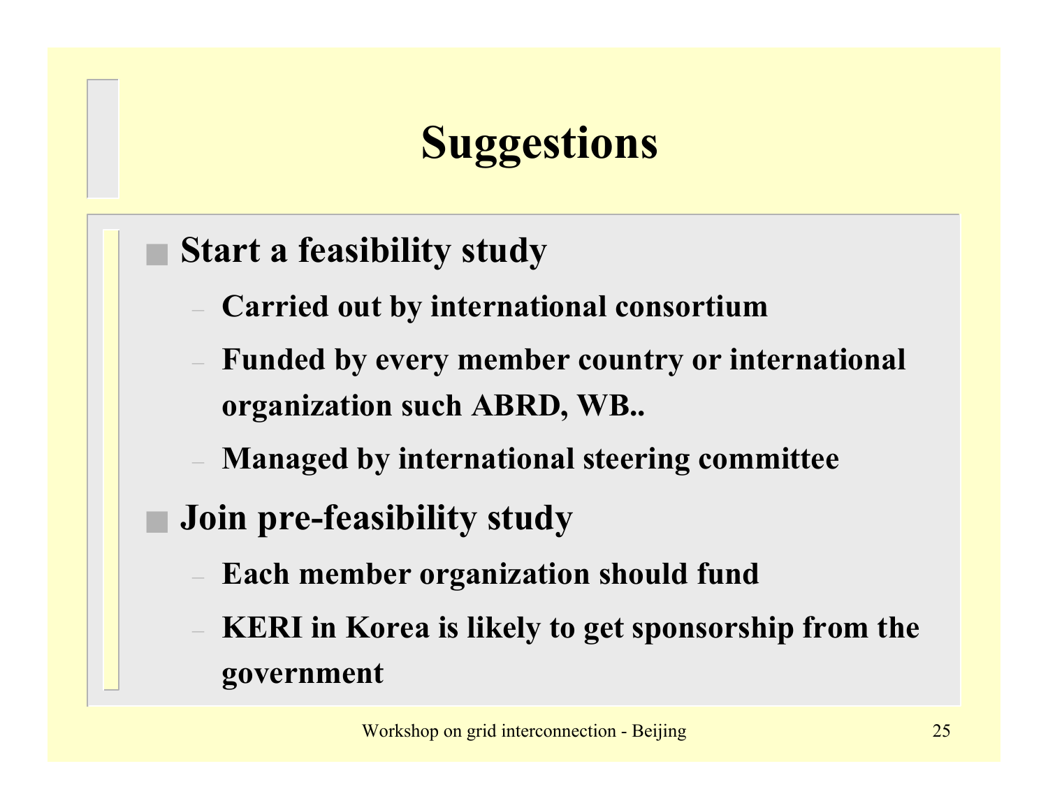# Suggestions

- **Start a feasibility study**
  - **Carried out by international consortium**
  - **Funded by every member country or international organization such ABRD, WB..**
  - **Managed by international steering committee**
- **Join pre-feasibility study**
  - **Each member organization should fund**
  - **KERI in Korea is likely to get sponsorship from the government**